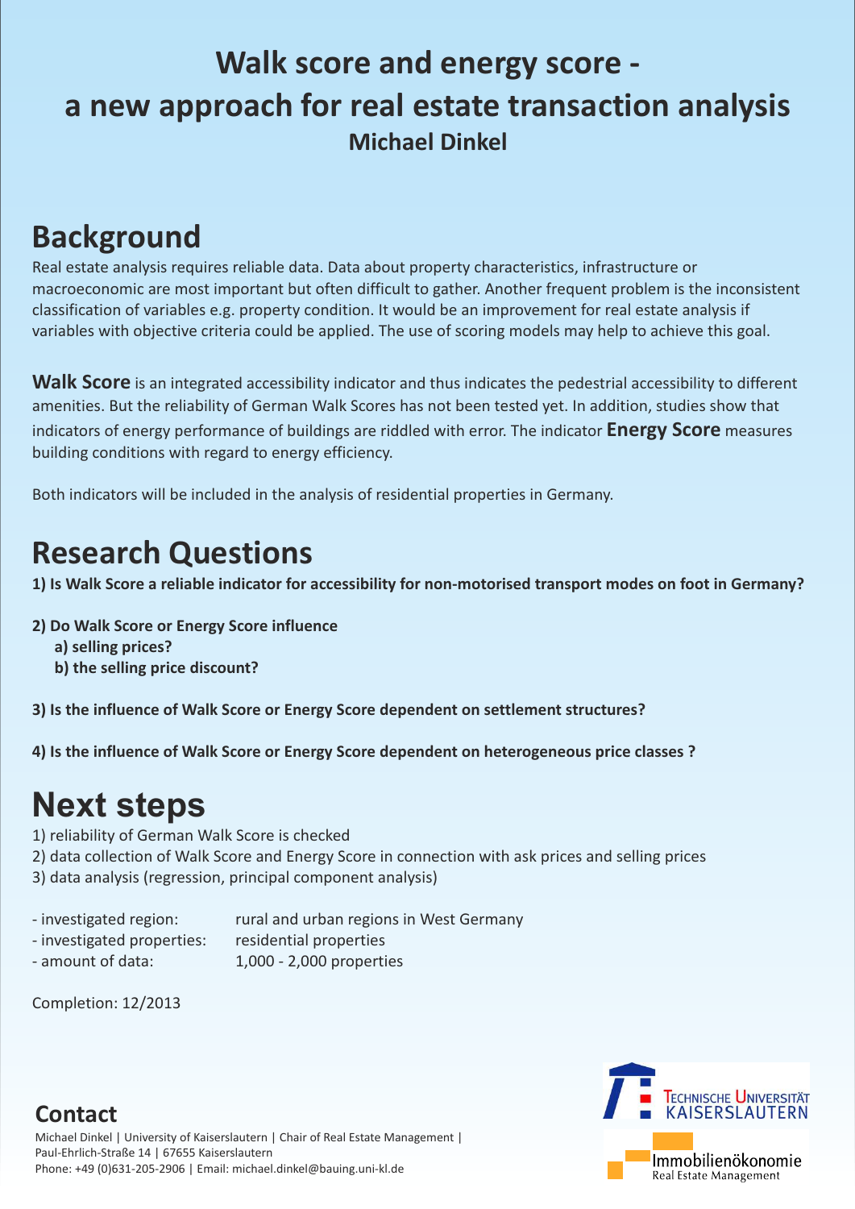# Walk score and energy score - a new approach for real estate transaction analysis

**Michael Dinkel**

## Background

Real estate analysis requires reliable data. Data about property characteristics, infrastructure or macroeconomic are most important but often difficult to gather. Another frequent problem is the inconsistent classification of variables e.g. property condition. It would be an improvement for real estate analysis if variables with objective criteria could be applied. The use of scoring models may help to achieve this goal.

**Walk Score** is an integrated accessibility indicator and thus indicates the pedestrial accessibility to different amenities. But the reliability of German Walk Scores has not been tested yet. In addition, studies show that indicators of energy performance of buildings are riddled with error. The indicator **Energy Score** measures building conditions with regard to energy efficiency.

Both indicators will be included in the analysis of residential properties in Germany.

## Research Questions

**1) Is Walk Score a reliable indicator for accessibility for non-motorised transport modes on foot in Germany?**

**2) Do Walk Score or Energy Score influence**
**a) selling prices?**
**b) the selling price discount?**

**3) Is the influence of Walk Score or Energy Score dependent on settlement structures?**

**4) Is the influence of Walk Score or Energy Score dependent on heterogeneous price classes ?**

## Next steps

1) reliability of German Walk Score is checked
2) data collection of Walk Score and Energy Score in connection with ask prices and selling prices
3) data analysis (regression, principal component analysis)

- investigated region: rural and urban regions in West Germany
- investigated properties: residential properties
- amount of data: 1,000 - 2,000 properties

Completion: 12/2013

## Contact

Michael Dinkel | University of Kaiserslautern | Chair of Real Estate Management | Paul-Ehrlich-Straße 14 | 67655 Kaiserslautern
Phone: +49 (0)631-205-2906 | Email: michael.dinkel@bauing.uni-kl.de

Technische Universität Kaiserslautern

Immobilienökonomie
Real Estate Management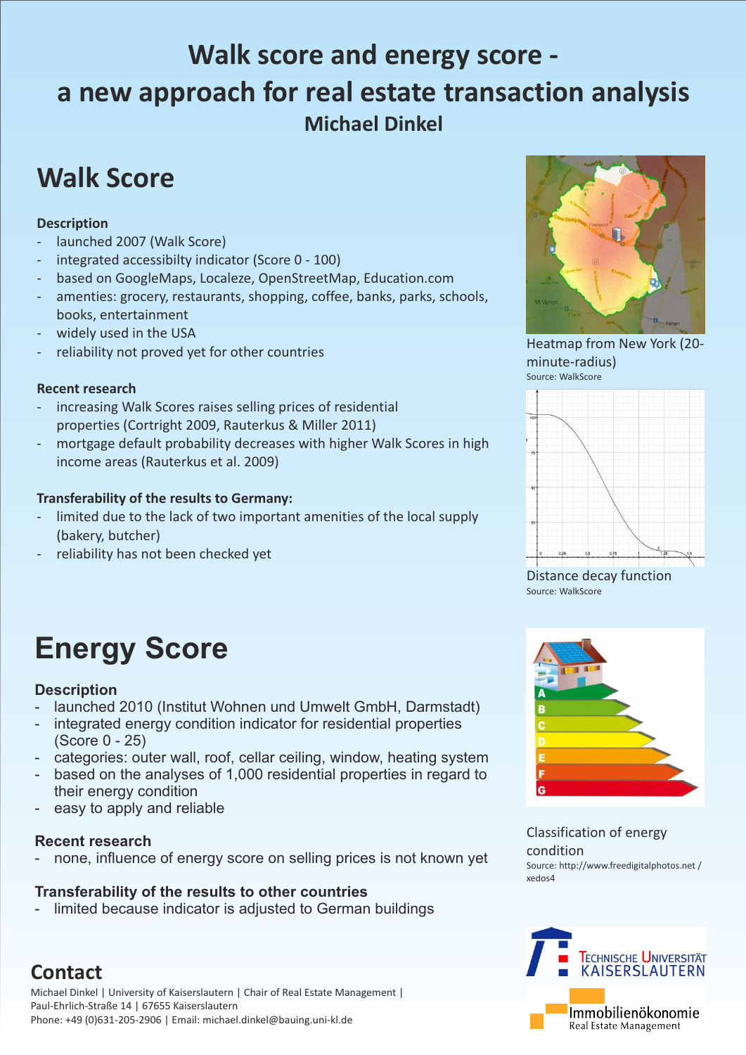# Walk score and energy score - a new approach for real estate transaction analysis

**Michael Dinkel**

## Walk Score

### Description

- launched 2007 (Walk Score)
- integrated accessibilty indicator (Score 0 - 100)
- based on GoogleMaps, Localeze, OpenStreetMap, Education.com
- amenties: grocery, restaurants, shopping, coffee, banks, parks, schools, books, entertainment
- widely used in the USA
- reliability not proved yet for other countries

### Recent research

- increasing Walk Scores raises selling prices of residential properties (Cortright 2009, Rauterkus & Miller 2011)
- mortgage default probability decreases with higher Walk Scores in high income areas (Rauterkus et al. 2009)

### Transferability of the results to Germany:

- limited due to the lack of two important amenities of the local supply (bakery, butcher)
- reliability has not been checked yet

Heatmap from New York (20-minute-radius)
Source: WalkScore

Distance decay function
Source: WalkScore

## Energy Score

### Description

- launched 2010 (Institut Wohnen und Umwelt GmbH, Darmstadt)
- integrated energy condition indicator for residential properties (Score 0 - 25)
- categories: outer wall, roof, cellar ceiling, window, heating system
- based on the analyses of 1,000 residential properties in regard to their energy condition
- easy to apply and reliable

### Recent research

- none, influence of energy score on selling prices is not known yet

### Transferability of the results to other countries

- limited because indicator is adjusted to German buildings

Classification of energy condition
Source: http://www.freedigitalphotos.net / xedos4

## Contact

Michael Dinkel | University of Kaiserslautern | Chair of Real Estate Management | Paul-Ehrlich-Straße 14 | 67655 Kaiserslautern
Phone: +49 (0)631-205-2906 | Email: michael.dinkel@bauing.uni-kl.de

Technische Universität Kaiserslautern

Immobilienökonomie
Real Estate Management